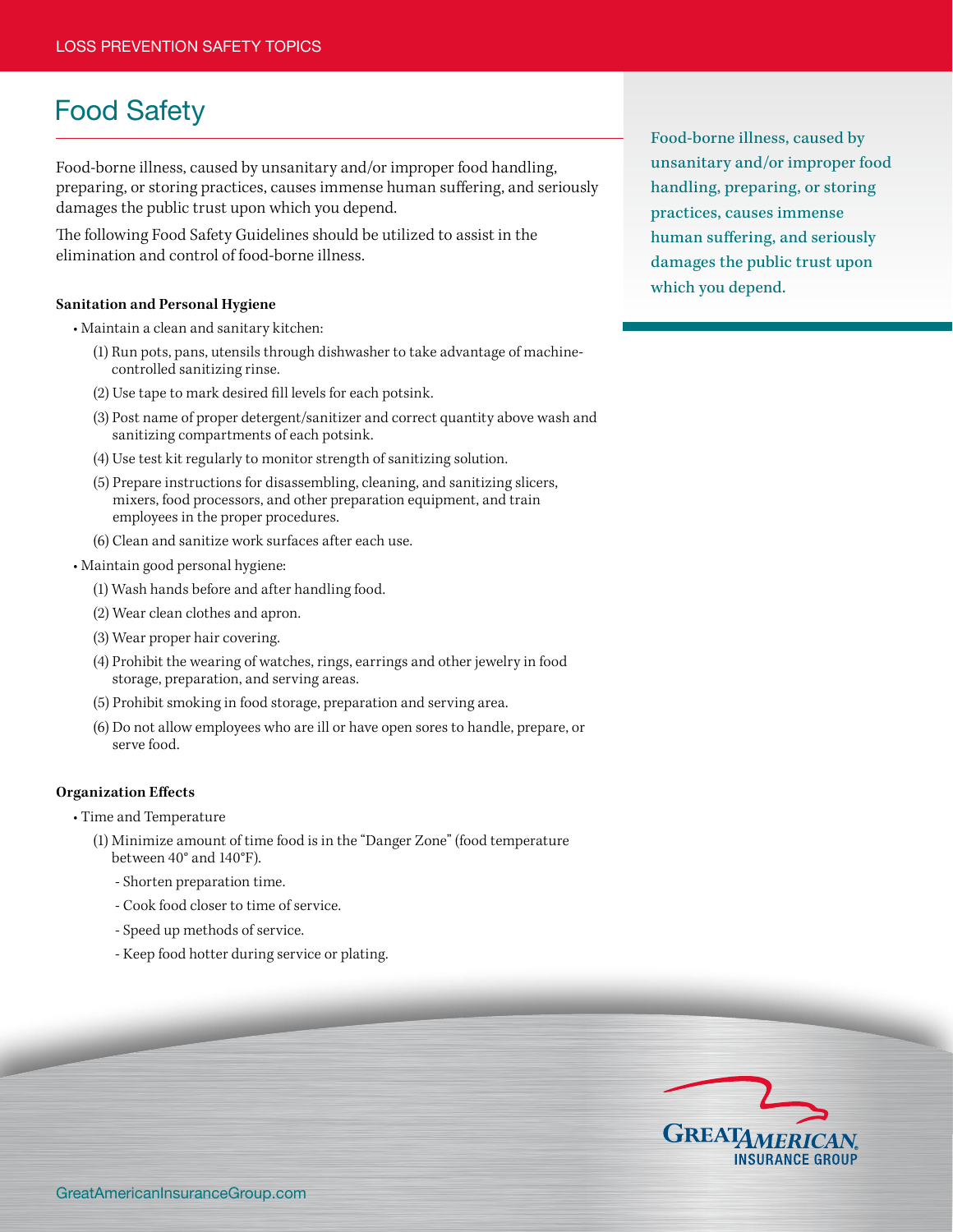# Food Safety

Food-borne illness, caused by unsanitary and/or improper food handling, preparing, or storing practices, causes immense human suffering, and seriously damages the public trust upon which you depend.

The following Food Safety Guidelines should be utilized to assist in the elimination and control of food-borne illness.

**Sanitation and Personal Hygiene**

- Maintain a clean and sanitary kitchen:
  - (1) Run pots, pans, utensils through dishwasher to take advantage of machine-controlled sanitizing rinse.
  - (2) Use tape to mark desired fill levels for each potsink.
  - (3) Post name of proper detergent/sanitizer and correct quantity above wash and sanitizing compartments of each potsink.
  - (4) Use test kit regularly to monitor strength of sanitizing solution.
  - (5) Prepare instructions for disassembling, cleaning, and sanitizing slicers, mixers, food processors, and other preparation equipment, and train employees in the proper procedures.
  - (6) Clean and sanitize work surfaces after each use.
- Maintain good personal hygiene:
  - (1) Wash hands before and after handling food.
  - (2) Wear clean clothes and apron.
  - (3) Wear proper hair covering.
  - (4) Prohibit the wearing of watches, rings, earrings and other jewelry in food storage, preparation, and serving areas.
  - (5) Prohibit smoking in food storage, preparation and serving area.
  - (6) Do not allow employees who are ill or have open sores to handle, prepare, or serve food.

**Organization Effects**

- Time and Temperature
  - (1) Minimize amount of time food is in the "Danger Zone" (food temperature between 40° and 140°F).
    - Shorten preparation time.
    - Cook food closer to time of service.
    - Speed up methods of service.
    - Keep food hotter during service or plating.

Food-borne illness, caused by unsanitary and/or improper food handling, preparing, or storing practices, causes immense human suffering, and seriously damages the public trust upon which you depend.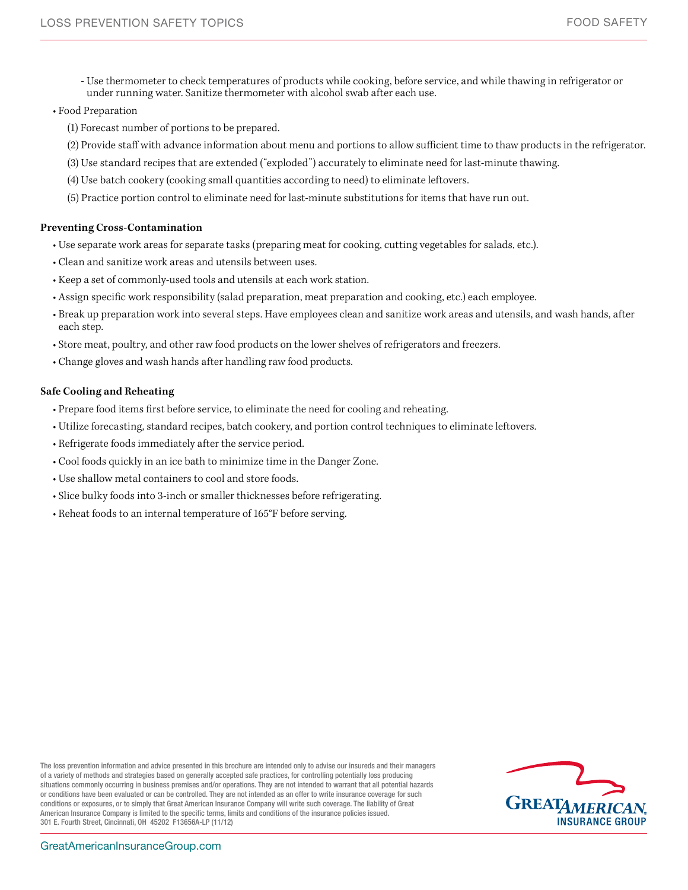- Use thermometer to check temperatures of products while cooking, before service, and while thawing in refrigerator or under running water. Sanitize thermometer with alcohol swab after each use.

- Food Preparation

  (1) Forecast number of portions to be prepared.

  (2) Provide staff with advance information about menu and portions to allow sufficient time to thaw products in the refrigerator.

  (3) Use standard recipes that are extended ("exploded") accurately to eliminate need for last-minute thawing.

  (4) Use batch cookery (cooking small quantities according to need) to eliminate leftovers.

  (5) Practice portion control to eliminate need for last-minute substitutions for items that have run out.

**Preventing Cross-Contamination**

- Use separate work areas for separate tasks (preparing meat for cooking, cutting vegetables for salads, etc.).
- Clean and sanitize work areas and utensils between uses.
- Keep a set of commonly-used tools and utensils at each work station.
- Assign specific work responsibility (salad preparation, meat preparation and cooking, etc.) each employee.
- Break up preparation work into several steps. Have employees clean and sanitize work areas and utensils, and wash hands, after each step.
- Store meat, poultry, and other raw food products on the lower shelves of refrigerators and freezers.
- Change gloves and wash hands after handling raw food products.

**Safe Cooling and Reheating**

- Prepare food items first before service, to eliminate the need for cooling and reheating.
- Utilize forecasting, standard recipes, batch cookery, and portion control techniques to eliminate leftovers.
- Refrigerate foods immediately after the service period.
- Cool foods quickly in an ice bath to minimize time in the Danger Zone.
- Use shallow metal containers to cool and store foods.
- Slice bulky foods into 3-inch or smaller thicknesses before refrigerating.
- Reheat foods to an internal temperature of 165°F before serving.

The loss prevention information and advice presented in this brochure are intended only to advise our insureds and their managers of a variety of methods and strategies based on generally accepted safe practices, for controlling potentially loss producing situations commonly occurring in business premises and/or operations. They are not intended to warrant that all potential hazards or conditions have been evaluated or can be controlled. They are not intended as an offer to write insurance coverage for such conditions or exposures, or to simply that Great American Insurance Company will write such coverage. The liability of Great American Insurance Company is limited to the specific terms, limits and conditions of the insurance policies issued.
301 E. Fourth Street, Cincinnati, OH 45202 F13656A-LP (11/12)

GREAT AMERICAN INSURANCE GROUP

GreatAmericanInsuranceGroup.com